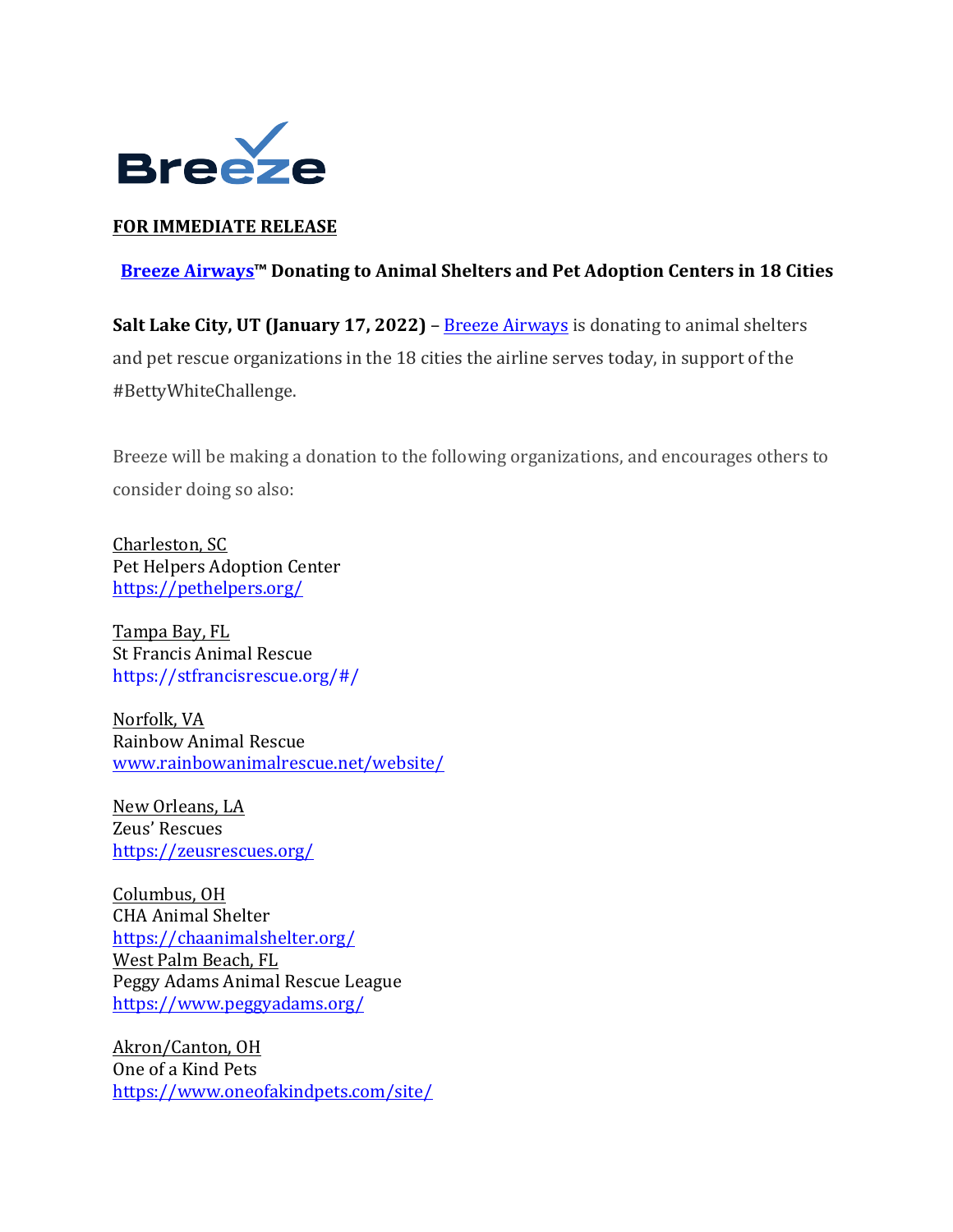Breeze

**FOR IMMEDIATE RELEASE**

**Breeze Airways™ Donating to Animal Shelters and Pet Adoption Centers in 18 Cities**

**Salt Lake City, UT (January 17, 2022)** – Breeze Airways is donating to animal shelters and pet rescue organizations in the 18 cities the airline serves today, in support of the #BettyWhiteChallenge.

Breeze will be making a donation to the following organizations, and encourages others to consider doing so also:

Charleston, SC
Pet Helpers Adoption Center
https://pethelpers.org/

Tampa Bay, FL
St Francis Animal Rescue
https://stfrancisrescue.org/#/

Norfolk, VA
Rainbow Animal Rescue
www.rainbowanimalrescue.net/website/

New Orleans, LA
Zeus' Rescues
https://zeusrescues.org/

Columbus, OH
CHA Animal Shelter
https://chaanimalshelter.org/

West Palm Beach, FL
Peggy Adams Animal Rescue League
https://www.peggyadams.org/

Akron/Canton, OH
One of a Kind Pets
https://www.oneofakindpets.com/site/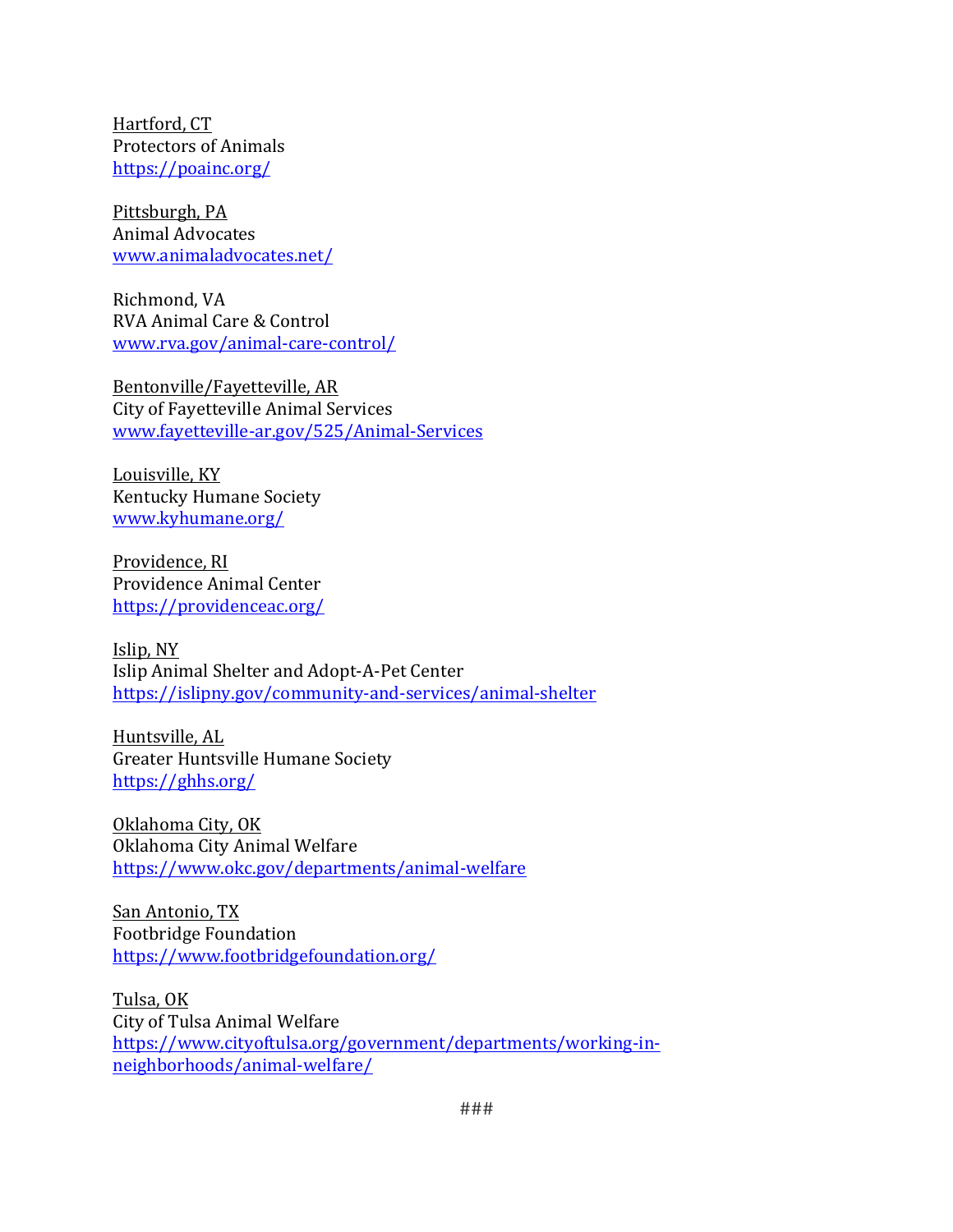Hartford, CT
Protectors of Animals
https://poainc.org/

Pittsburgh, PA
Animal Advocates
www.animaladvocates.net/

Richmond, VA
RVA Animal Care & Control
www.rva.gov/animal-care-control/

Bentonville/Fayetteville, AR
City of Fayetteville Animal Services
www.fayetteville-ar.gov/525/Animal-Services

Louisville, KY
Kentucky Humane Society
www.kyhumane.org/

Providence, RI
Providence Animal Center
https://providenceac.org/

Islip, NY
Islip Animal Shelter and Adopt-A-Pet Center
https://islipny.gov/community-and-services/animal-shelter

Huntsville, AL
Greater Huntsville Humane Society
https://ghhs.org/

Oklahoma City, OK
Oklahoma City Animal Welfare
https://www.okc.gov/departments/animal-welfare

San Antonio, TX
Footbridge Foundation
https://www.footbridgefoundation.org/

Tulsa, OK
City of Tulsa Animal Welfare
https://www.cityoftulsa.org/government/departments/working-in-neighborhoods/animal-welfare/

###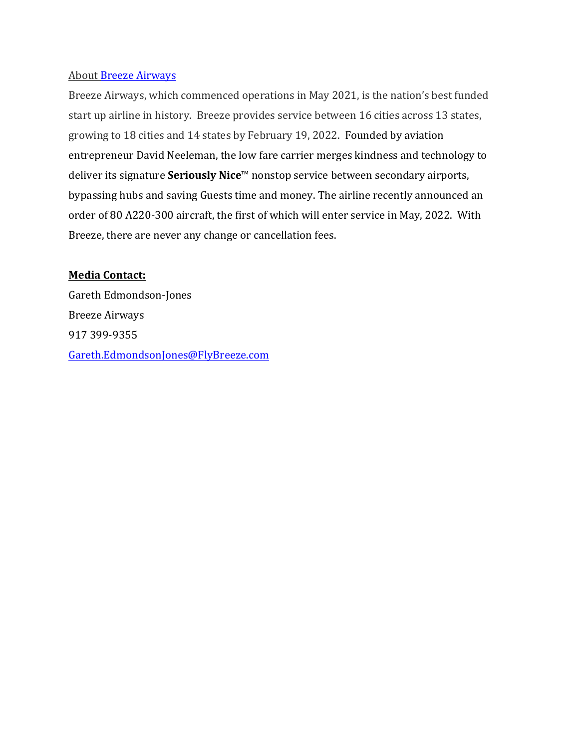About Breeze Airways

Breeze Airways, which commenced operations in May 2021, is the nation's best funded start up airline in history. Breeze provides service between 16 cities across 13 states, growing to 18 cities and 14 states by February 19, 2022. Founded by aviation entrepreneur David Neeleman, the low fare carrier merges kindness and technology to deliver its signature **Seriously Nice**™ nonstop service between secondary airports, bypassing hubs and saving Guests time and money. The airline recently announced an order of 80 A220-300 aircraft, the first of which will enter service in May, 2022. With Breeze, there are never any change or cancellation fees.

**Media Contact:**

Gareth Edmondson-Jones

Breeze Airways

917 399-9355

Gareth.EdmondsonJones@FlyBreeze.com